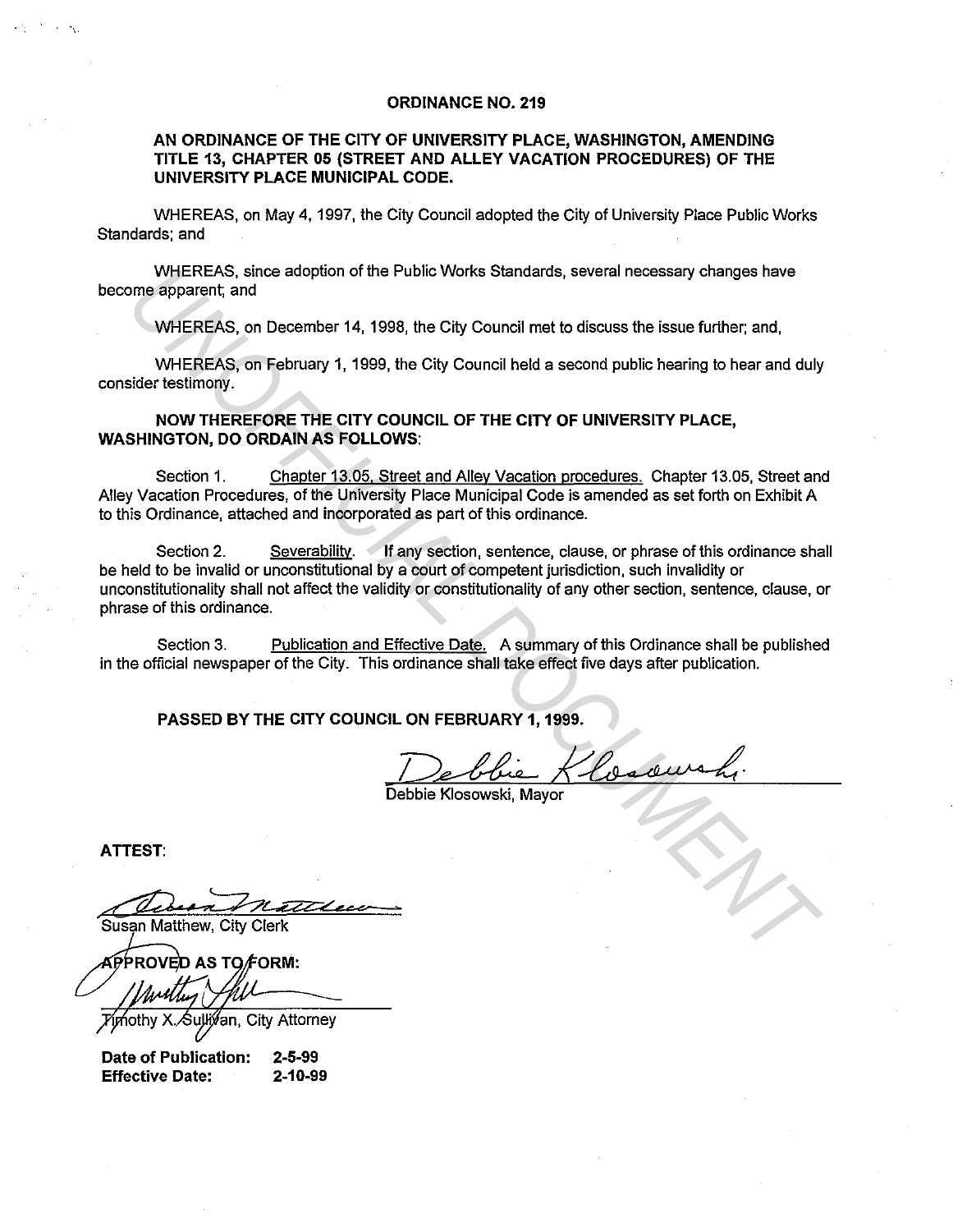# ORDINANCE NO. 219

## AN ORDINANCE OF THE CITY OF UNIVERSITY PLACE, WASHINGTON, AMENDING TITLE 13, CHAPTER 05 (STREET AND ALLEY VACATION PROCEDURES) OF THE UNIVERSITY PLACE MUNICIPAL CODE.

WHEREAS, on May 4, 1997, the City Council adopted the City of University Place Public Works Standards; and

WHEREAS, since adoption of the Public Works Standards, several necessary changes have become apparent; and

WHEREAS, on December 14, 1998, the City Council met to discuss the issue further; and,

WHEREAS, on February 1, 1999, the City Council held a second public hearing to hear and duly consider testimony.

**NOW THEREFORE THE CITY COUNCIL OF THE CITY OF UNIVERSITY PLACE, WASHINGTON, DO ORDAIN AS FOLLOWS:**

Section 1. Chapter 13.05, Street and Alley Vacation procedures. Chapter 13.05, Street and Alley Vacation Procedures, of the University Place Municipal Code is amended as set forth on Exhibit A to this Ordinance, attached and incorporated as part of this ordinance.

Section 2. Severability. If any section, sentence, clause, or phrase of this ordinance shall be held to be invalid or unconstitutional by a court of competent jurisdiction, such invalidity or unconstitutionality shall not affect the validity or constitutionality of any other section, sentence, clause, or phrase of this ordinance.

Section 3. Publication and Effective Date. A summary of this Ordinance shall be published in the official newspaper of the City. This ordinance shall take effect five days after publication.

**PASSED BY THE CITY COUNCIL ON FEBRUARY 1, 1999.**

Debbie Klosowski, Mayor

**ATTEST:**

Susan Matthew, City Clerk

**APPROVED AS TO FORM:**

Timothy X. Sullivan, City Attorney

**Date of Publication:** 2-5-99
**Effective Date:** 2-10-99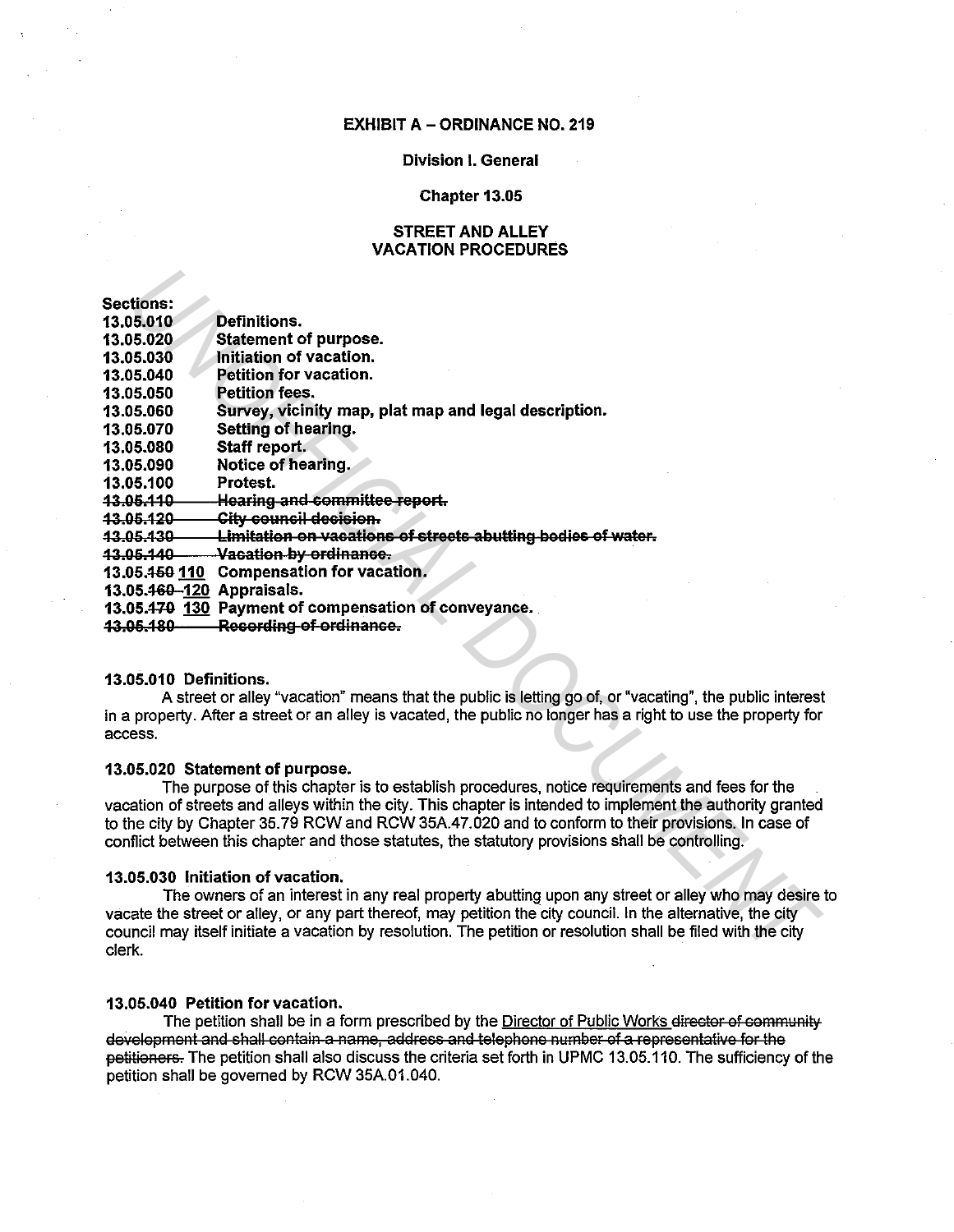**EXHIBIT A – ORDINANCE NO. 219**

**Division I. General**

**Chapter 13.05**

# STREET AND ALLEY VACATION PROCEDURES

**Sections:**

**13.05.010 Definitions.**
**13.05.020 Statement of purpose.**
**13.05.030 Initiation of vacation.**
**13.05.040 Petition for vacation.**
**13.05.050 Petition fees.**
**13.05.060 Survey, vicinity map, plat map and legal description.**
**13.05.070 Setting of hearing.**
**13.05.080 Staff report.**
**13.05.090 Notice of hearing.**
**13.05.100 Protest.**
~~**13.05.110 Hearing and committee report.**~~
~~**13.05.120 City council decision.**~~
~~**13.05.130 Limitation on vacations of streets abutting bodies of water.**~~
~~**13.05.140 Vacation by ordinance.**~~
**13.05.~~150~~ 110 Compensation for vacation.**
**13.05.~~160~~ 120 Appraisals.**
**13.05.~~170~~ 130 Payment of compensation of conveyance.**
~~**13.05.180 Recording of ordinance.**~~

**13.05.010 Definitions.**

A street or alley "vacation" means that the public is letting go of, or "vacating", the public interest in a property. After a street or an alley is vacated, the public no longer has a right to use the property for access.

**13.05.020 Statement of purpose.**

The purpose of this chapter is to establish procedures, notice requirements and fees for the vacation of streets and alleys within the city. This chapter is intended to implement the authority granted to the city by Chapter 35.79 RCW and RCW 35A.47.020 and to conform to their provisions. In case of conflict between this chapter and those statutes, the statutory provisions shall be controlling.

**13.05.030 Initiation of vacation.**

The owners of an interest in any real property abutting upon any street or alley who may desire to vacate the street or alley, or any part thereof, may petition the city council. In the alternative, the city council may itself initiate a vacation by resolution. The petition or resolution shall be filed with the city clerk.

**13.05.040 Petition for vacation.**

The petition shall be in a form prescribed by the <u>Director of Public Works</u> ~~director of community development and shall contain a name, address and telephone number of a representative for the petitioners.~~ The petition shall also discuss the criteria set forth in UPMC 13.05.110. The sufficiency of the petition shall be governed by RCW 35A.01.040.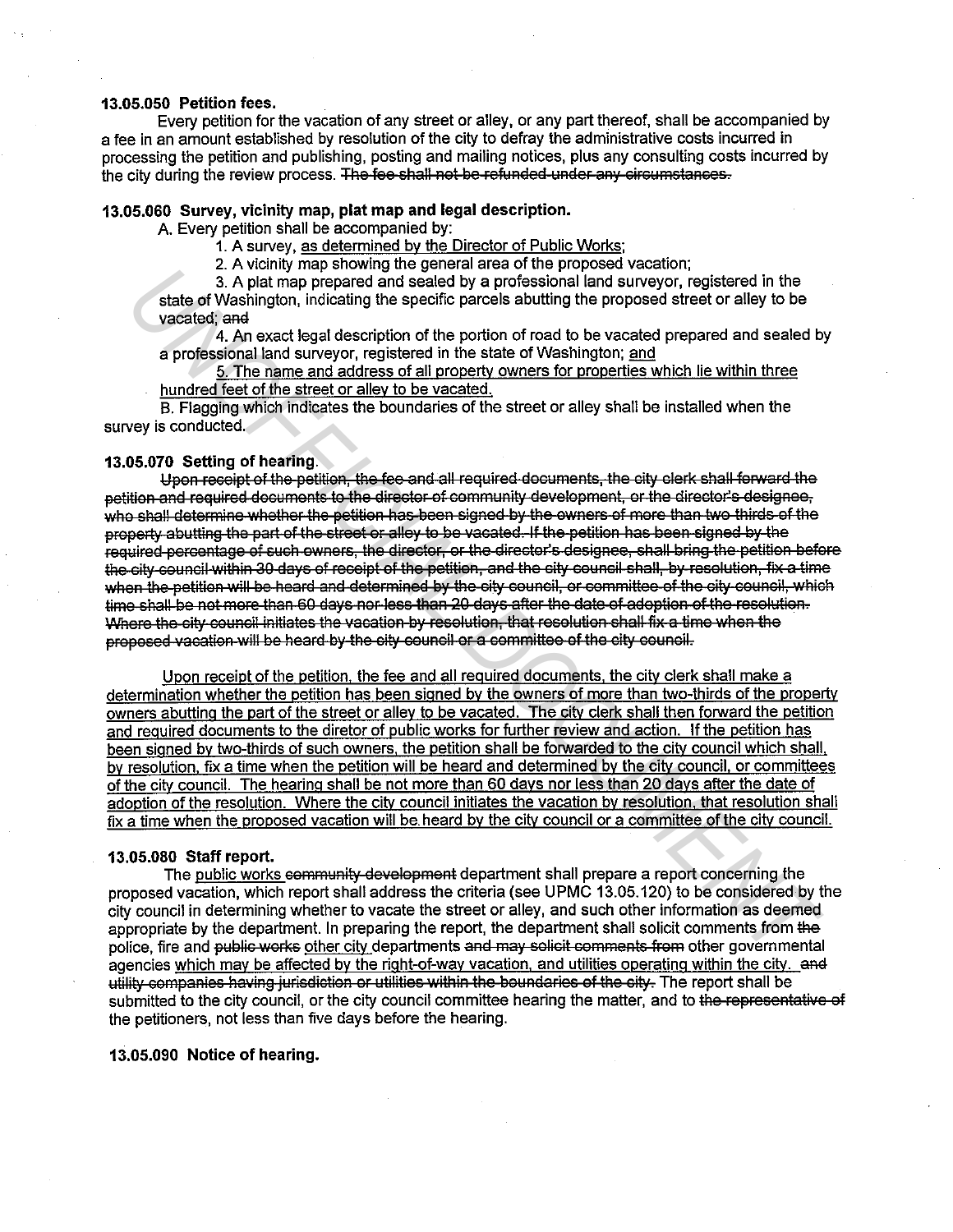**13.05.050 Petition fees.**

Every petition for the vacation of any street or alley, or any part thereof, shall be accompanied by a fee in an amount established by resolution of the city to defray the administrative costs incurred in processing the petition and publishing, posting and mailing notices, plus any consulting costs incurred by the city during the review process. ~~The fee shall not be refunded under any circumstances.~~

**13.05.060 Survey, vicinity map, plat map and legal description.**

A. Every petition shall be accompanied by:

1. A survey, <u>as determined by the Director of Public Works</u>;
2. A vicinity map showing the general area of the proposed vacation;
3. A plat map prepared and sealed by a professional land surveyor, registered in the state of Washington, indicating the specific parcels abutting the proposed street or alley to be vacated; ~~and~~
4. An exact legal description of the portion of road to be vacated prepared and sealed by a professional land surveyor, registered in the state of Washington; <u>and</u>
5. <u>The name and address of all property owners for properties which lie within three hundred feet of the street or alley to be vacated.</u>

B. Flagging which indicates the boundaries of the street or alley shall be installed when the survey is conducted.

**13.05.070 Setting of hearing.**

~~Upon receipt of the petition, the fee and all required documents, the city clerk shall forward the petition and required documents to the director of community development, or the director's designee, who shall determine whether the petition has been signed by the owners of more than two-thirds of the property abutting the part of the street or alley to be vacated. If the petition has been signed by the required percentage of such owners, the director, or the director's designee, shall bring the petition before the city council within 30 days of receipt of the petition, and the city council shall, by resolution, fix a time when the petition will be heard and determined by the city council, or committee of the city council, which time shall be not more than 60 days nor less than 20 days after the date of adoption of the resolution. Where the city council initiates the vacation by resolution, that resolution shall fix a time when the proposed vacation will be heard by the city council or a committee of the city council.~~

<u>Upon receipt of the petition, the fee and all required documents, the city clerk shall make a determination whether the petition has been signed by the owners of more than two-thirds of the property owners abutting the part of the street or alley to be vacated. The city clerk shall then forward the petition and required documents to the diretor of public works for further review and action. If the petition has been signed by two-thirds of such owners, the petition shall be forwarded to the city council which shall, by resolution, fix a time when the petition will be heard and determined by the city council, or committees of the city council. The hearing shall be not more than 60 days nor less than 20 days after the date of adoption of the resolution. Where the city council initiates the vacation by resolution, that resolution shall fix a time when the proposed vacation will be heard by the city council or a committee of the city council.</u>

**13.05.080 Staff report.**

The <u>public works</u> ~~community development~~ department shall prepare a report concerning the proposed vacation, which report shall address the criteria (see UPMC 13.05.120) to be considered by the city council in determining whether to vacate the street or alley, and such other information as deemed appropriate by the department. In preparing the report, the department shall solicit comments from ~~the~~ police, fire and ~~public works~~ <u>other city</u> departments ~~and may solicit comments from~~ other governmental agencies <u>which may be affected by the right-of-way vacation, and utilities operating within the city.</u> ~~and utility companies having jurisdiction or utilities within the boundaries of the city.~~ The report shall be submitted to the city council, or the city council committee hearing the matter, and to ~~the representative of~~ the petitioners, not less than five days before the hearing.

**13.05.090 Notice of hearing.**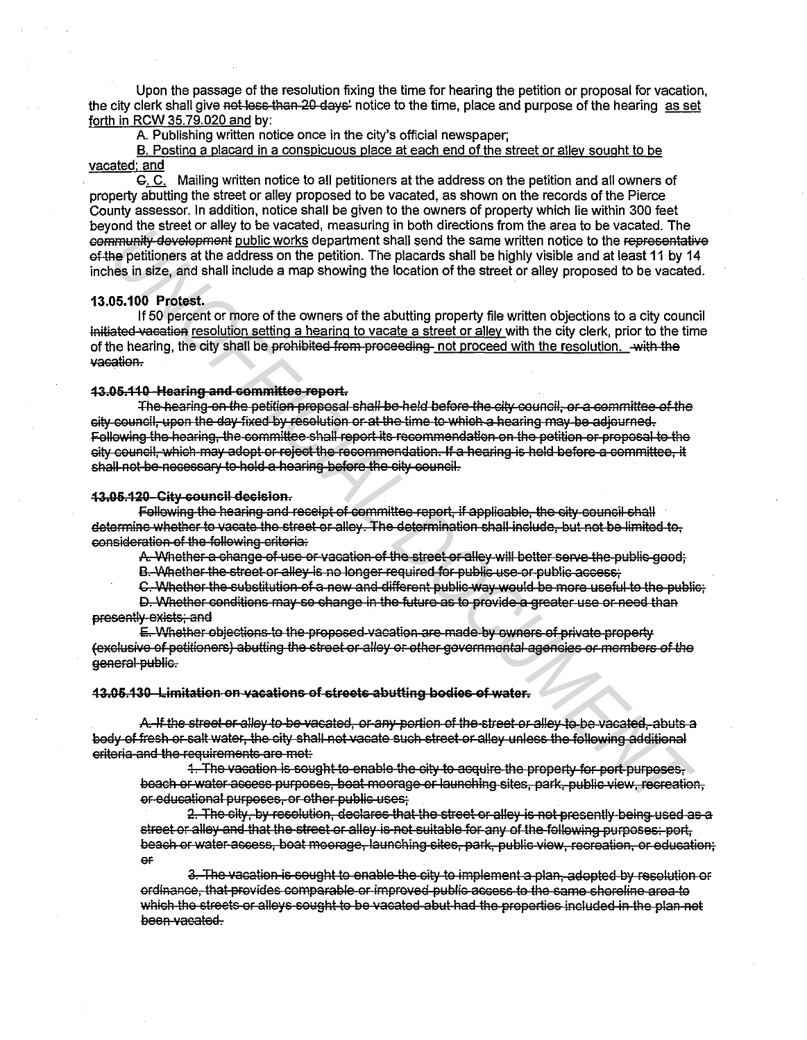Upon the passage of the resolution fixing the time for hearing the petition or proposal for vacation, the city clerk shall give ~~not less than 20 days'~~ notice to the time, place and purpose of the hearing <u>as set forth in RCW 35.79.020 and</u> by:

A. Publishing written notice once in the city's official newspaper;

<u>B. Posting a placard in a conspicuous place at each end of the street or alley sought to be vacated; and</u>

~~C.~~ <u>C.</u> Mailing written notice to all petitioners at the address on the petition and all owners of property abutting the street or alley proposed to be vacated, as shown on the records of the Pierce County assessor. In addition, notice shall be given to the owners of property which lie within 300 feet beyond the street or alley to be vacated, measuring in both directions from the area to be vacated. The ~~community development~~ <u>public works</u> department shall send the same written notice to the ~~representative of the~~ petitioners at the address on the petition. The placards shall be highly visible and at least 11 by 14 inches in size, and shall include a map showing the location of the street or alley proposed to be vacated.

**13.05.100 Protest.**

If 50 percent or more of the owners of the abutting property file written objections to a city council ~~initiated vacation~~ <u>resolution setting a hearing to vacate a street or alley</u> with the city clerk, prior to the time of the hearing, the city shall be ~~prohibited from proceeding~~ <u>not proceed with the resolution.</u> ~~with the vacation.~~

~~**13.05.110 Hearing and committee report.**~~

~~The hearing on the petition proposal shall be held before the city council, or a committee of the city council, upon the day fixed by resolution or at the time to which a hearing may be adjourned. Following the hearing, the committee shall report its recommendation on the petition or proposal to the city council, which may adopt or reject the recommendation. If a hearing is held before a committee, it shall not be necessary to hold a hearing before the city council.~~

~~**13.05.120 City council decision.**~~

~~Following the hearing and receipt of committee report, if applicable, the city council shall determine whether to vacate the street or alley. The determination shall include, but not be limited to, consideration of the following criteria:~~

~~A. Whether a change of use or vacation of the street or alley will better serve the public good;~~

~~B. Whether the street or alley is no longer required for public use or public access;~~

~~C. Whether the substitution of a new and different public way would be more useful to the public;~~

~~D. Whether conditions may so change in the future as to provide a greater use or need than presently exists; and~~

~~E. Whether objections to the proposed vacation are made by owners of private property (exclusive of petitioners) abutting the street or alley or other governmental agencies or members of the general public.~~

~~**13.05.130 Limitation on vacations of streets abutting bodies of water.**~~

~~A. If the street or alley to be vacated, or any portion of the street or alley to be vacated, abuts a body of fresh or salt water, the city shall not vacate such street or alley unless the following additional criteria and the requirements are met:~~

~~1. The vacation is sought to enable the city to acquire the property for port purposes, beach or water access purposes, boat moorage or launching sites, park, public view, recreation, or educational purposes, or other public uses;~~

~~2. The city, by resolution, declares that the street or alley is not presently being used as a street or alley and that the street or alley is not suitable for any of the following purposes: port, beach or water access, boat moorage, launching sites, park, public view, recreation, or education; or~~

~~3. The vacation is sought to enable the city to implement a plan, adopted by resolution or ordinance, that provides comparable or improved public access to the same shoreline area to which the streets or alleys sought to be vacated abut had the properties included in the plan not been vacated.~~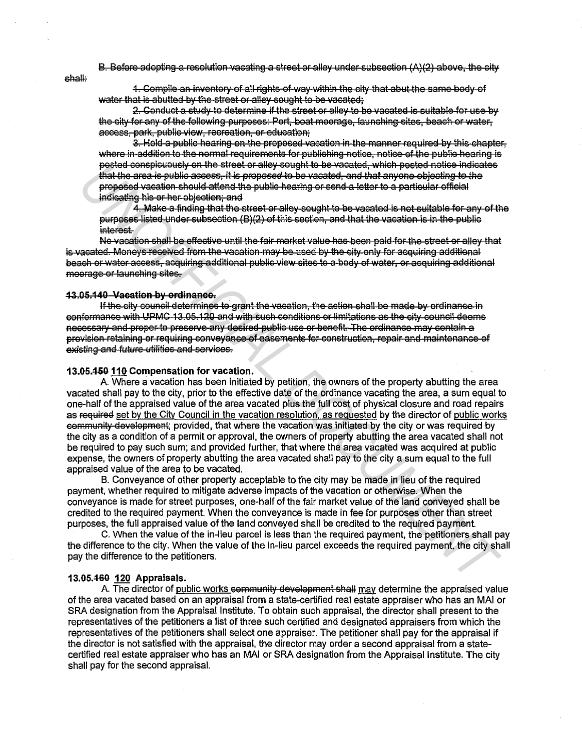~~B. Before adopting a resolution vacating a street or alley under subsection (A)(2) above, the city shall:~~

~~1. Compile an inventory of all rights-of-way within the city that abut the same body of water that is abutted by the street or alley sought to be vacated;~~

~~2. Conduct a study to determine if the street or alley to be vacated is suitable for use by the city for any of the following purposes: Port, boat moorage, launching sites, beach or water, access, park, public view, recreation, or education;~~

~~3. Hold a public hearing on the proposed vacation in the manner required by this chapter, where in addition to the normal requirements for publishing notice, notice of the public hearing is posted conspicuously on the street or alley sought to be vacated, which posted notice indicates that the area is public access, it is proposed to be vacated, and that anyone objecting to the proposed vacation should attend the public hearing or send a letter to a particular official indicating his or her objection; and~~

~~4. Make a finding that the street or alley sought to be vacated is not suitable for any of the purposes listed under subsection (B)(2) of this section, and that the vacation is in the public interest.~~

~~No vacation shall be effective until the fair market value has been paid for the street or alley that is vacated. Moneys received from the vacation may be used by the city only for acquiring additional beach or water access, acquiring additional public view sites to a body of water, or acquiring additional moorage or launching sites.~~

**~~13.05.140 Vacation by ordinance.~~**

~~If the city council determines to grant the vacation, the action shall be made by ordinance in conformance with UPMC 13.05.120 and with such conditions or limitations as the city council deems necessary and proper to preserve any desired public use or benefit. The ordinance may contain a provision retaining or requiring conveyance of easements for construction, repair and maintenance of existing and future utilities and services.~~

**13.05.~~150~~ <u>110</u> Compensation for vacation.**

A. Where a vacation has been initiated by petition, the owners of the property abutting the area vacated shall pay to the city, prior to the effective date of the ordinance vacating the area, a sum equal to one-half of the appraised value of the area vacated plus the full cost of physical closure and road repairs as ~~required~~ <u>set by the City Council in the vacation resolution, as requested</u> by the director of <u>public works</u> ~~community development~~; provided, that where the vacation was initiated by the city or was required by the city as a condition of a permit or approval, the owners of property abutting the area vacated shall not be required to pay such sum; and provided further, that where the area vacated was acquired at public expense, the owners of property abutting the area vacated shall pay to the city a sum equal to the full appraised value of the area to be vacated.

B. Conveyance of other property acceptable to the city may be made in lieu of the required payment, whether required to mitigate adverse impacts of the vacation or otherwise. When the conveyance is made for street purposes, one-half of the fair market value of the land conveyed shall be credited to the required payment. When the conveyance is made in fee for purposes other than street purposes, the full appraised value of the land conveyed shall be credited to the required payment.

C. When the value of the in-lieu parcel is less than the required payment, the petitioners shall pay the difference to the city. When the value of the in-lieu parcel exceeds the required payment, the city shall pay the difference to the petitioners.

**13.05.~~160~~ <u>120</u> Appraisals.**

A. The director of <u>public works</u> ~~community development shall~~ <u>may</u> determine the appraised value of the area vacated based on an appraisal from a state-certified real estate appraiser who has an MAI or SRA designation from the Appraisal Institute. To obtain such appraisal, the director shall present to the representatives of the petitioners a list of three such certified and designated appraisers from which the representatives of the petitioners shall select one appraiser. The petitioner shall pay for the appraisal if the director is not satisfied with the appraisal, the director may order a second appraisal from a state-certified real estate appraiser who has an MAI or SRA designation from the Appraisal Institute. The city shall pay for the second appraisal.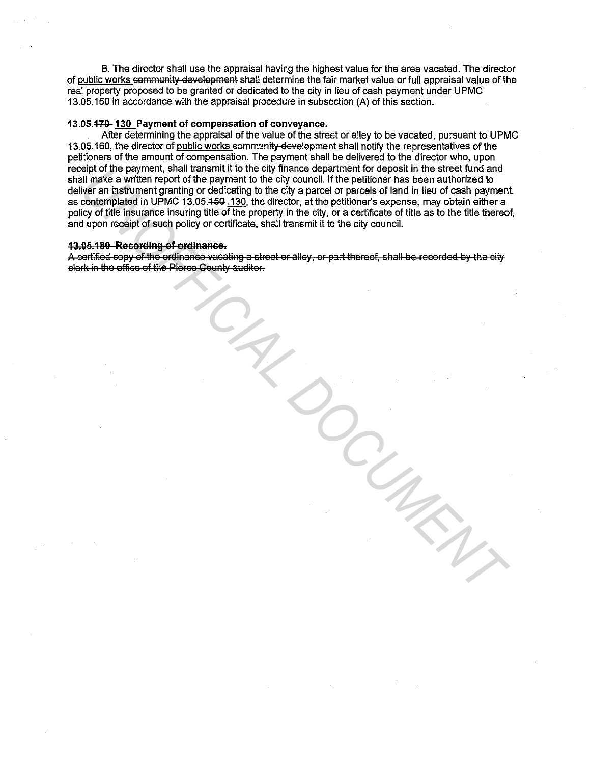B. The director shall use the appraisal having the highest value for the area vacated. The director of public works ~~community development~~ shall determine the fair market value or full appraisal value of the real property proposed to be granted or dedicated to the city in lieu of cash payment under UPMC 13.05.150 in accordance with the appraisal procedure in subsection (A) of this section.

**13.05.~~170~~ 130 Payment of compensation of conveyance.**

After determining the appraisal of the value of the street or alley to be vacated, pursuant to UPMC 13.05.160, the director of public works ~~community development~~ shall notify the representatives of the petitioners of the amount of compensation. The payment shall be delivered to the director who, upon receipt of the payment, shall transmit it to the city finance department for deposit in the street fund and shall make a written report of the payment to the city council. If the petitioner has been authorized to deliver an instrument granting or dedicating to the city a parcel or parcels of land in lieu of cash payment, as contemplated in UPMC 13.05.~~150~~ .130, the director, at the petitioner's expense, may obtain either a policy of title insurance insuring title of the property in the city, or a certificate of title as to the title thereof, and upon receipt of such policy or certificate, shall transmit it to the city council.

~~**13.05.180 Recording of ordinance.**~~

~~A certified copy of the ordinance vacating a street or alley, or part thereof, shall be recorded by the city clerk in the office of the Pierce County auditor.~~